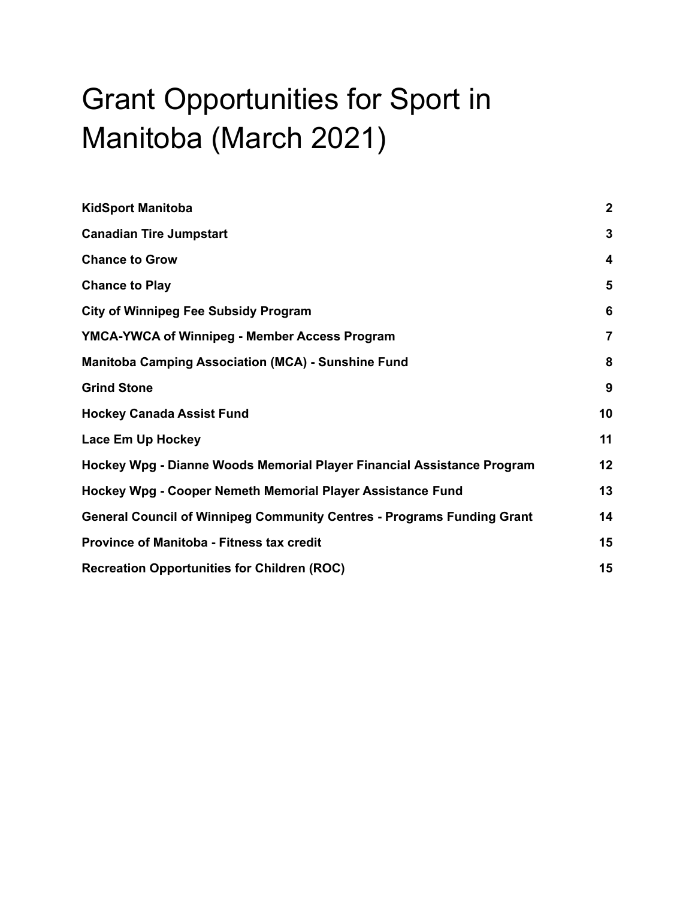# Grant Opportunities for Sport in Manitoba (March 2021)

| | |
|---|---|
| **KidSport Manitoba** | **2** |
| **Canadian Tire Jumpstart** | **3** |
| **Chance to Grow** | **4** |
| **Chance to Play** | **5** |
| **City of Winnipeg Fee Subsidy Program** | **6** |
| **YMCA-YWCA of Winnipeg - Member Access Program** | **7** |
| **Manitoba Camping Association (MCA) - Sunshine Fund** | **8** |
| **Grind Stone** | **9** |
| **Hockey Canada Assist Fund** | **10** |
| **Lace Em Up Hockey** | **11** |
| **Hockey Wpg - Dianne Woods Memorial Player Financial Assistance Program** | **12** |
| **Hockey Wpg - Cooper Nemeth Memorial Player Assistance Fund** | **13** |
| **General Council of Winnipeg Community Centres - Programs Funding Grant** | **14** |
| **Province of Manitoba - Fitness tax credit** | **15** |
| **Recreation Opportunities for Children (ROC)** | **15** |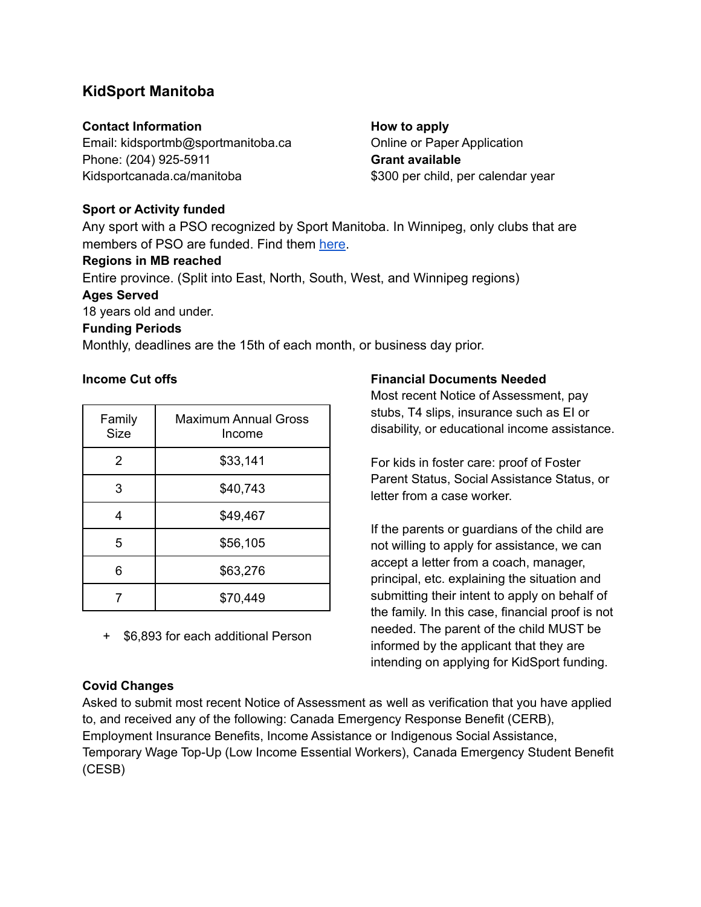## KidSport Manitoba

**Contact Information**
Email: kidsportmb@sportmanitoba.ca
Phone: (204) 925-5911
Kidsportcanada.ca/manitoba

**How to apply**
Online or Paper Application

**Grant available**
$300 per child, per calendar year

**Sport or Activity funded**
Any sport with a PSO recognized by Sport Manitoba. In Winnipeg, only clubs that are members of PSO are funded. Find them here.

**Regions in MB reached**
Entire province. (Split into East, North, South, West, and Winnipeg regions)

**Ages Served**
18 years old and under.

**Funding Periods**
Monthly, deadlines are the 15th of each month, or business day prior.

**Income Cut offs**

| Family Size | Maximum Annual Gross Income |
|---|---|
| 2 | $33,141 |
| 3 | $40,743 |
| 4 | $49,467 |
| 5 | $56,105 |
| 6 | $63,276 |
| 7 | $70,449 |

+ $6,893 for each additional Person

**Financial Documents Needed**
Most recent Notice of Assessment, pay stubs, T4 slips, insurance such as EI or disability, or educational income assistance.

For kids in foster care: proof of Foster Parent Status, Social Assistance Status, or letter from a case worker.

If the parents or guardians of the child are not willing to apply for assistance, we can accept a letter from a coach, manager, principal, etc. explaining the situation and submitting their intent to apply on behalf of the family. In this case, financial proof is not needed. The parent of the child MUST be informed by the applicant that they are intending on applying for KidSport funding.

**Covid Changes**
Asked to submit most recent Notice of Assessment as well as verification that you have applied to, and received any of the following: Canada Emergency Response Benefit (CERB), Employment Insurance Benefits, Income Assistance or Indigenous Social Assistance, Temporary Wage Top-Up (Low Income Essential Workers), Canada Emergency Student Benefit (CESB)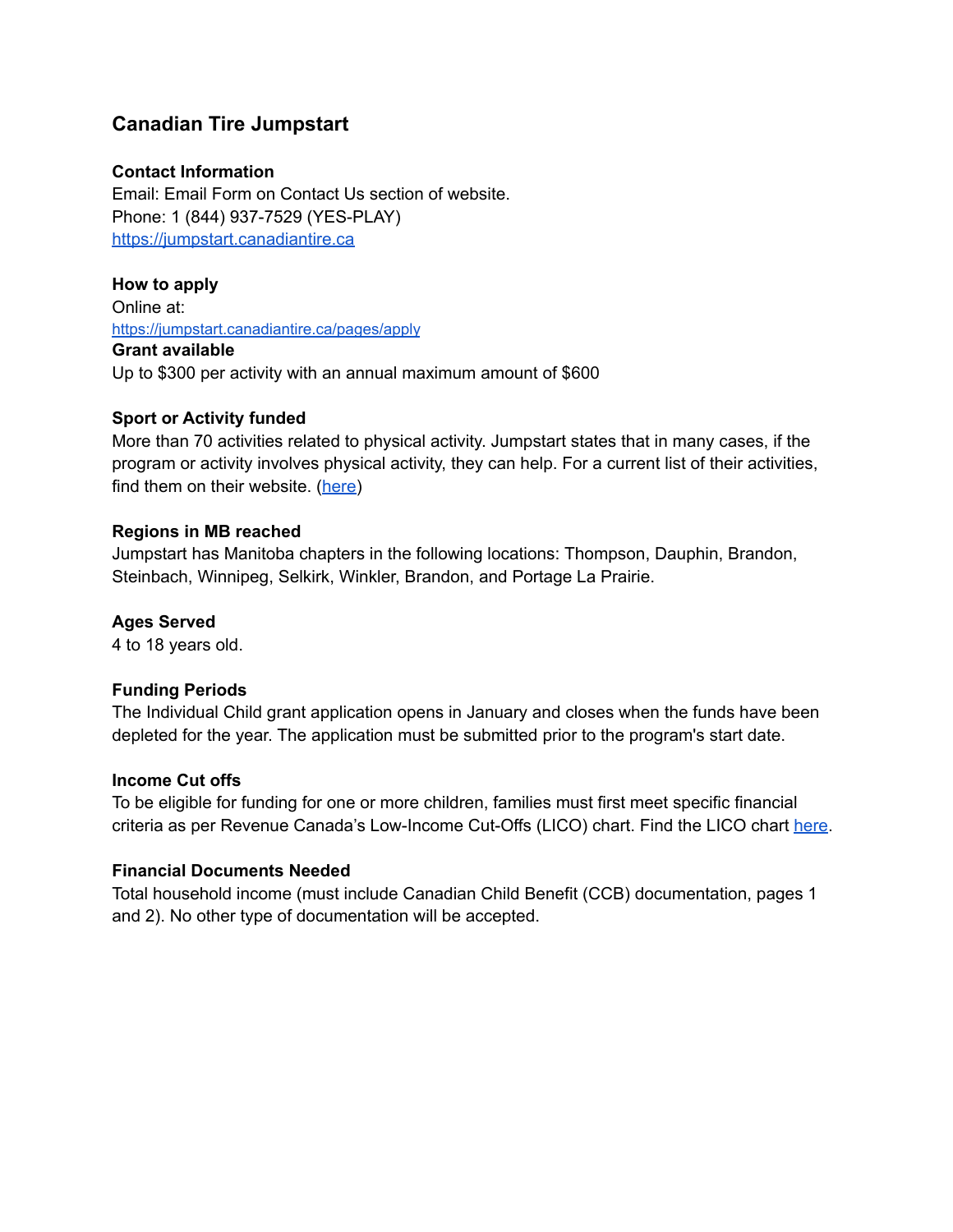## Canadian Tire Jumpstart

**Contact Information**
Email: Email Form on Contact Us section of website.
Phone: 1 (844) 937-7529 (YES-PLAY)
[https://jumpstart.canadiantire.ca](https://jumpstart.canadiantire.ca)

**How to apply**
Online at:
[https://jumpstart.canadiantire.ca/pages/apply](https://jumpstart.canadiantire.ca/pages/apply)

**Grant available**
Up to $300 per activity with an annual maximum amount of $600

**Sport or Activity funded**
More than 70 activities related to physical activity. Jumpstart states that in many cases, if the program or activity involves physical activity, they can help. For a current list of their activities, find them on their website. (here)

**Regions in MB reached**
Jumpstart has Manitoba chapters in the following locations: Thompson, Dauphin, Brandon, Steinbach, Winnipeg, Selkirk, Winkler, Brandon, and Portage La Prairie.

**Ages Served**
4 to 18 years old.

**Funding Periods**
The Individual Child grant application opens in January and closes when the funds have been depleted for the year. The application must be submitted prior to the program's start date.

**Income Cut offs**
To be eligible for funding for one or more children, families must first meet specific financial criteria as per Revenue Canada's Low-Income Cut-Offs (LICO) chart. Find the LICO chart here.

**Financial Documents Needed**
Total household income (must include Canadian Child Benefit (CCB) documentation, pages 1 and 2). No other type of documentation will be accepted.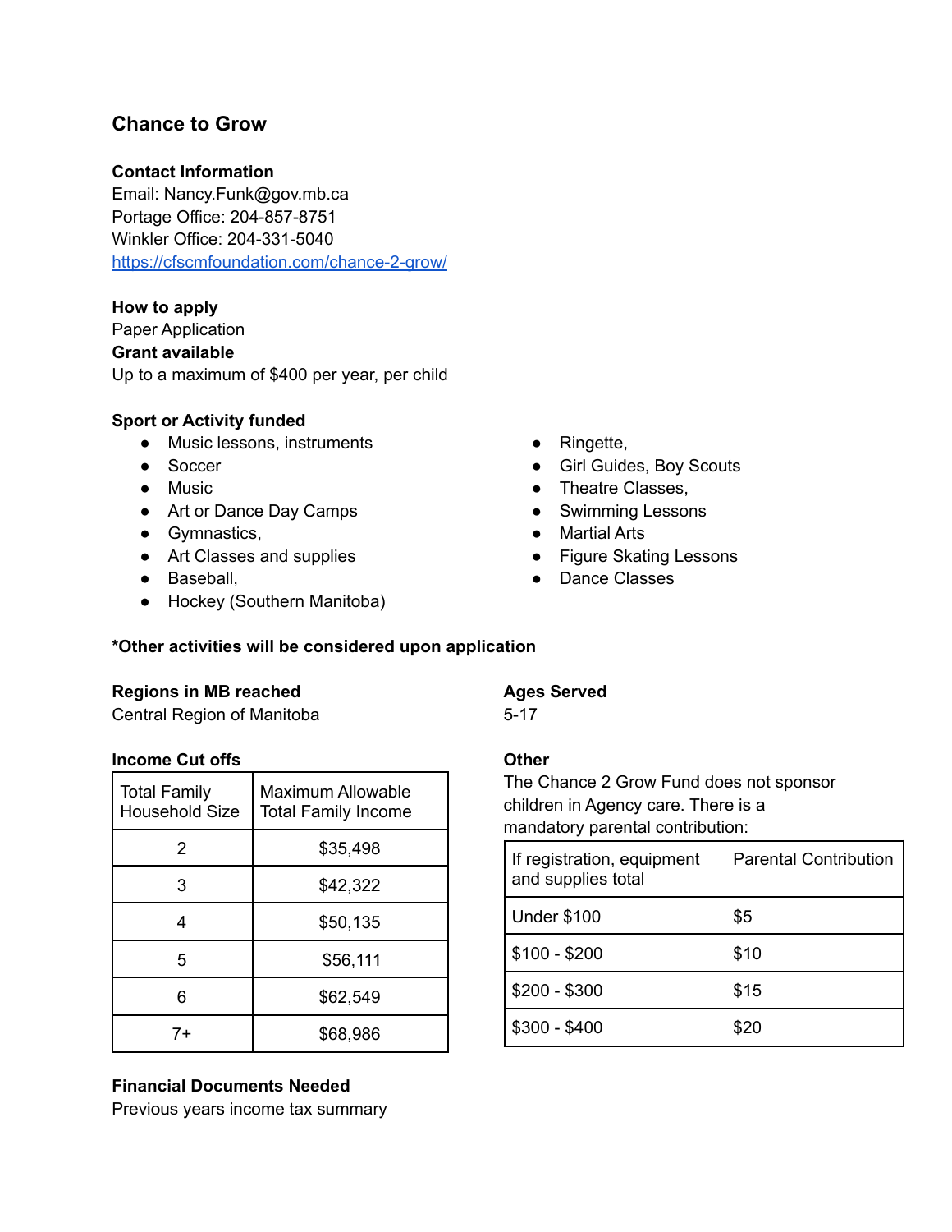## Chance to Grow

**Contact Information**
Email: Nancy.Funk@gov.mb.ca
Portage Office: 204-857-8751
Winkler Office: 204-331-5040
[https://cfscmfoundation.com/chance-2-grow/](https://cfscmfoundation.com/chance-2-grow/)

**How to apply**
Paper Application
**Grant available**
Up to a maximum of $400 per year, per child

**Sport or Activity funded**

- Music lessons, instruments
- Soccer
- Music
- Art or Dance Day Camps
- Gymnastics,
- Art Classes and supplies
- Baseball,
- Hockey (Southern Manitoba)
- Ringette,
- Girl Guides, Boy Scouts
- Theatre Classes,
- Swimming Lessons
- Martial Arts
- Figure Skating Lessons
- Dance Classes

**\*Other activities will be considered upon application**

**Regions in MB reached**
Central Region of Manitoba

**Ages Served**
5-17

**Income Cut offs**

| Total Family Household Size | Maximum Allowable Total Family Income |
|---|---|
| 2 | $35,498 |
| 3 | $42,322 |
| 4 | $50,135 |
| 5 | $56,111 |
| 6 | $62,549 |
| 7+ | $68,986 |

**Other**
The Chance 2 Grow Fund does not sponsor children in Agency care. There is a mandatory parental contribution:

| If registration, equipment and supplies total | Parental Contribution |
|---|---|
| Under $100 | $5 |
| $100 - $200 | $10 |
| $200 - $300 | $15 |
| $300 - $400 | $20 |

**Financial Documents Needed**
Previous years income tax summary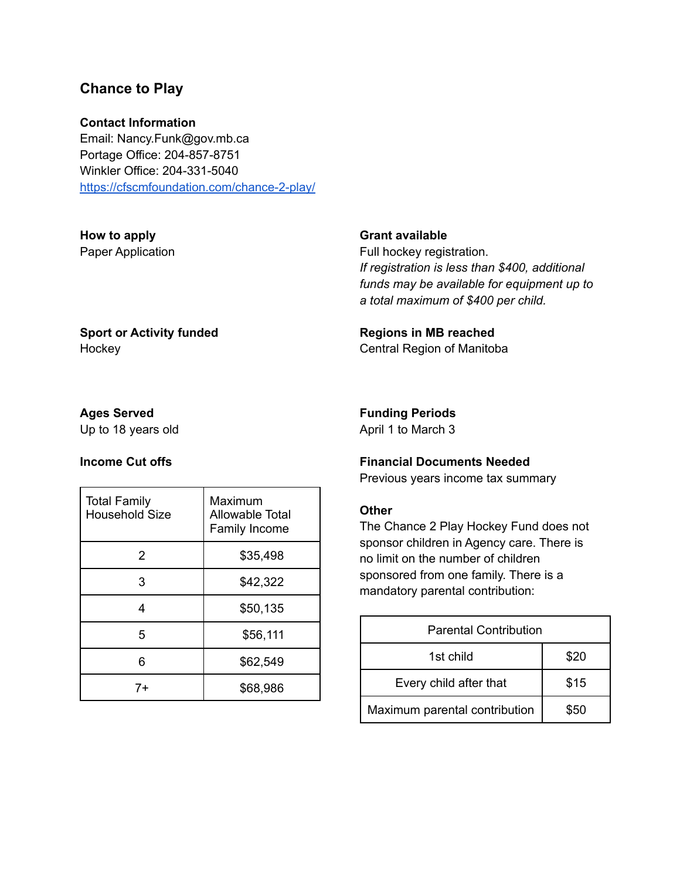## Chance to Play

**Contact Information**
Email: Nancy.Funk@gov.mb.ca
Portage Office: 204-857-8751
Winkler Office: 204-331-5040
[https://cfscmfoundation.com/chance-2-play/](https://cfscmfoundation.com/chance-2-play/)

**How to apply**
Paper Application

**Grant available**
Full hockey registration.
*If registration is less than $400, additional funds may be available for equipment up to a total maximum of $400 per child.*

**Sport or Activity funded**
Hockey

**Regions in MB reached**
Central Region of Manitoba

**Ages Served**
Up to 18 years old

**Funding Periods**
April 1 to March 3

**Income Cut offs**

| Total Family Household Size | Maximum Allowable Total Family Income |
|---|---|
| 2 | $35,498 |
| 3 | $42,322 |
| 4 | $50,135 |
| 5 | $56,111 |
| 6 | $62,549 |
| 7+ | $68,986 |

**Financial Documents Needed**
Previous years income tax summary

**Other**
The Chance 2 Play Hockey Fund does not sponsor children in Agency care. There is no limit on the number of children sponsored from one family. There is a mandatory parental contribution:

| Parental Contribution | |
|---|---|
| 1st child | $20 |
| Every child after that | $15 |
| Maximum parental contribution | $50 |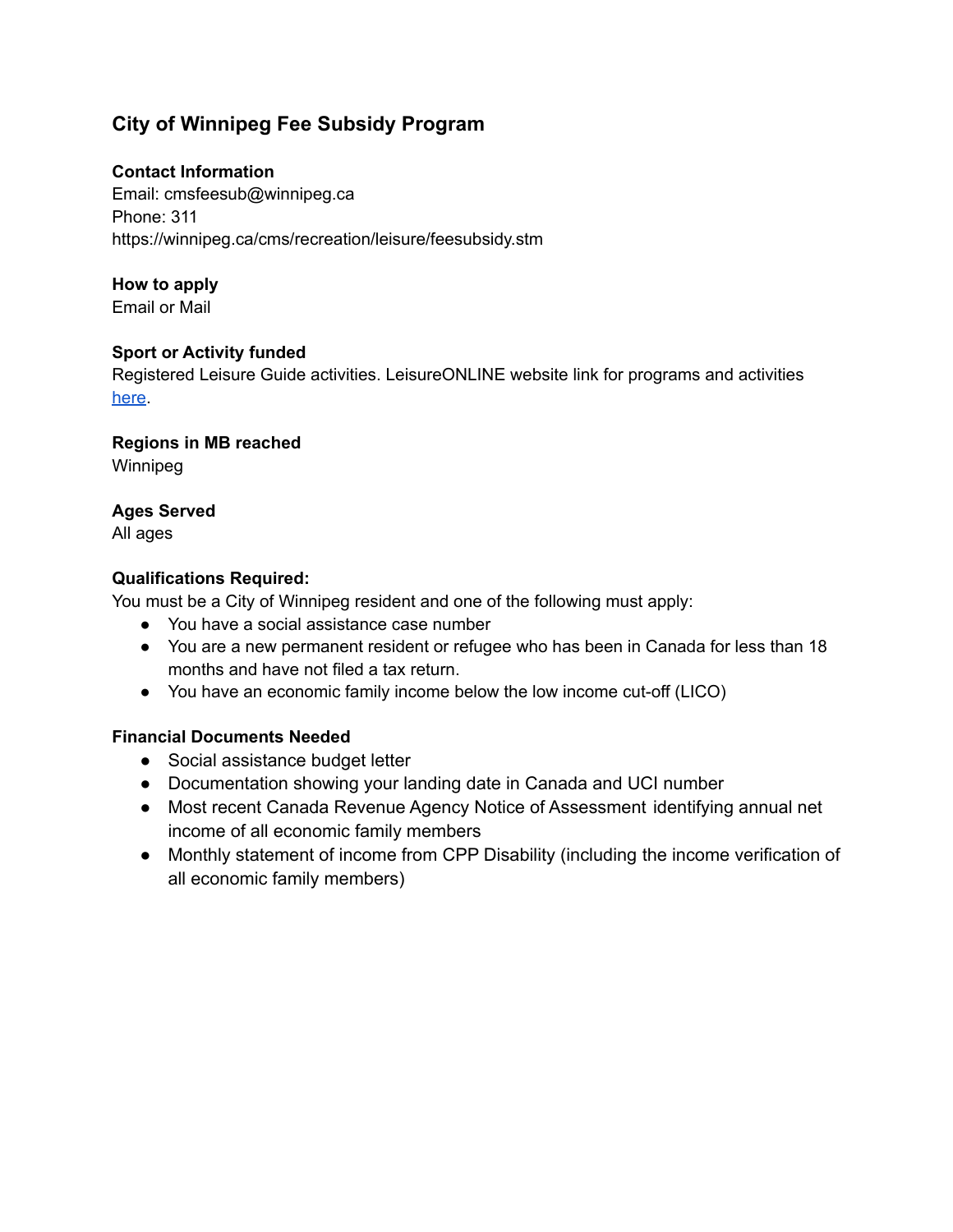## City of Winnipeg Fee Subsidy Program

**Contact Information**
Email: cmsfeesub@winnipeg.ca
Phone: 311
https://winnipeg.ca/cms/recreation/leisure/feesubsidy.stm

**How to apply**
Email or Mail

**Sport or Activity funded**
Registered Leisure Guide activities. LeisureONLINE website link for programs and activities here.

**Regions in MB reached**
Winnipeg

**Ages Served**
All ages

**Qualifications Required:**
You must be a City of Winnipeg resident and one of the following must apply:

- You have a social assistance case number
- You are a new permanent resident or refugee who has been in Canada for less than 18 months and have not filed a tax return.
- You have an economic family income below the low income cut-off (LICO)

**Financial Documents Needed**

- Social assistance budget letter
- Documentation showing your landing date in Canada and UCI number
- Most recent Canada Revenue Agency Notice of Assessment identifying annual net income of all economic family members
- Monthly statement of income from CPP Disability (including the income verification of all economic family members)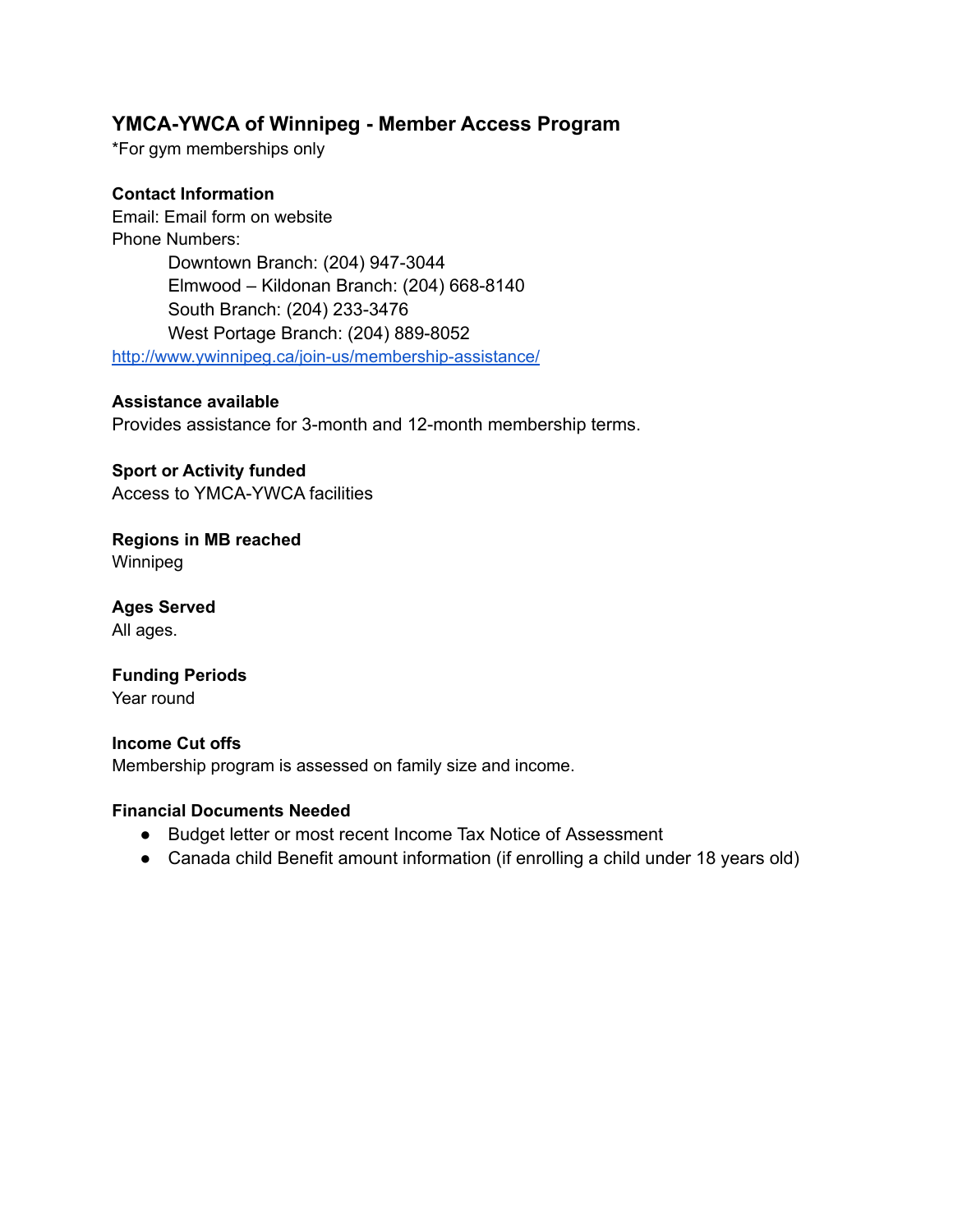## YMCA-YWCA of Winnipeg - Member Access Program

*For gym memberships only

**Contact Information**

Email: Email form on website

Phone Numbers:

- Downtown Branch: (204) 947-3044
- Elmwood – Kildonan Branch: (204) 668-8140
- South Branch: (204) 233-3476
- West Portage Branch: (204) 889-8052

http://www.ywinnipeg.ca/join-us/membership-assistance/

**Assistance available**

Provides assistance for 3-month and 12-month membership terms.

**Sport or Activity funded**

Access to YMCA-YWCA facilities

**Regions in MB reached**

Winnipeg

**Ages Served**

All ages.

**Funding Periods**

Year round

**Income Cut offs**

Membership program is assessed on family size and income.

**Financial Documents Needed**

- Budget letter or most recent Income Tax Notice of Assessment
- Canada child Benefit amount information (if enrolling a child under 18 years old)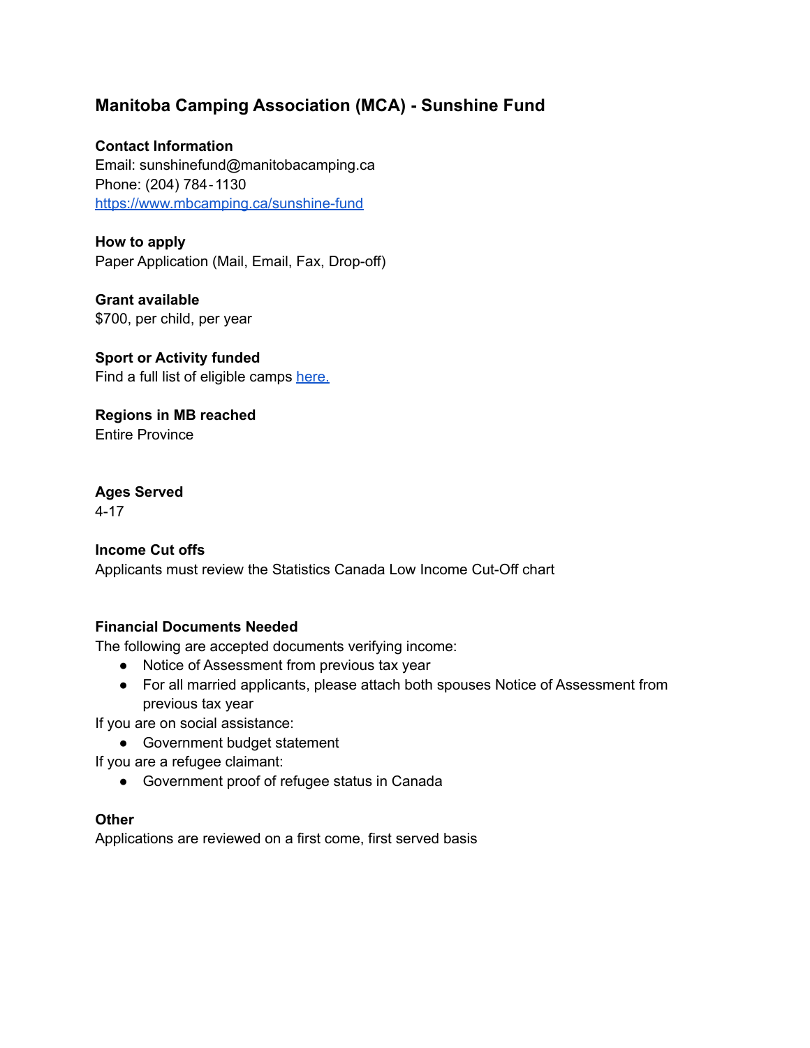## Manitoba Camping Association (MCA) - Sunshine Fund

**Contact Information**
Email: sunshinefund@manitobacamping.ca
Phone: (204) 784-1130
[https://www.mbcamping.ca/sunshine-fund](https://www.mbcamping.ca/sunshine-fund)

**How to apply**
Paper Application (Mail, Email, Fax, Drop-off)

**Grant available**
$700, per child, per year

**Sport or Activity funded**
Find a full list of eligible camps here.

**Regions in MB reached**
Entire Province

**Ages Served**
4-17

**Income Cut offs**
Applicants must review the Statistics Canada Low Income Cut-Off chart

**Financial Documents Needed**
The following are accepted documents verifying income:

- Notice of Assessment from previous tax year
- For all married applicants, please attach both spouses Notice of Assessment from previous tax year

If you are on social assistance:

- Government budget statement

If you are a refugee claimant:

- Government proof of refugee status in Canada

**Other**
Applications are reviewed on a first come, first served basis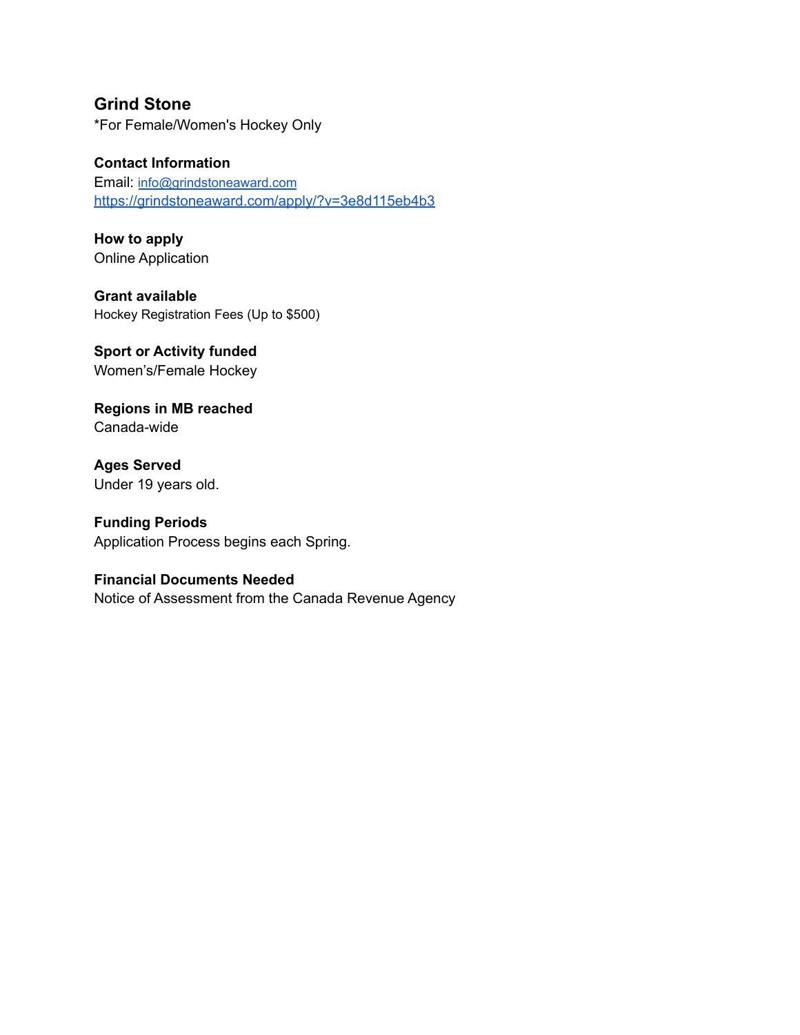## Grind Stone

*For Female/Women's Hockey Only

**Contact Information**

Email: info@grindstoneaward.com

https://grindstoneaward.com/apply/?v=3e8d115eb4b3

**How to apply**

Online Application

**Grant available**

Hockey Registration Fees (Up to $500)

**Sport or Activity funded**

Women's/Female Hockey

**Regions in MB reached**

Canada-wide

**Ages Served**

Under 19 years old.

**Funding Periods**

Application Process begins each Spring.

**Financial Documents Needed**

Notice of Assessment from the Canada Revenue Agency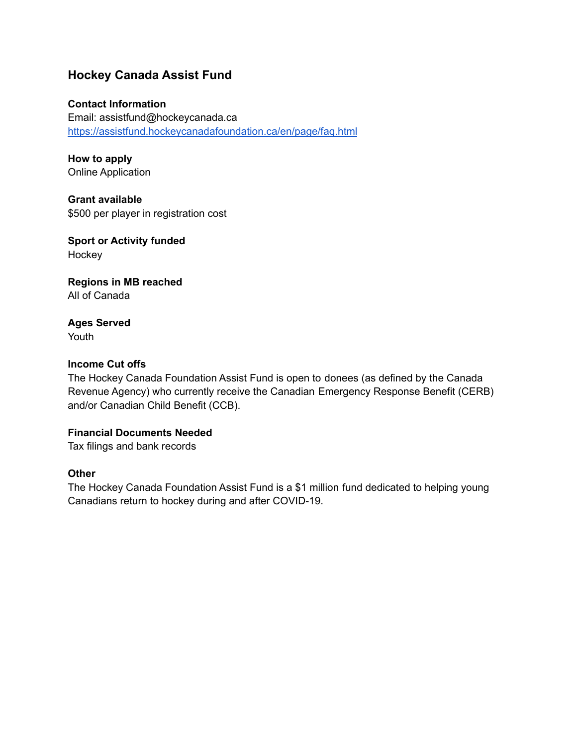## Hockey Canada Assist Fund

**Contact Information**
Email: assistfund@hockeycanada.ca
https://assistfund.hockeycanadafoundation.ca/en/page/faq.html

**How to apply**
Online Application

**Grant available**
$500 per player in registration cost

**Sport or Activity funded**
Hockey

**Regions in MB reached**
All of Canada

**Ages Served**
Youth

**Income Cut offs**
The Hockey Canada Foundation Assist Fund is open to donees (as defined by the Canada Revenue Agency) who currently receive the Canadian Emergency Response Benefit (CERB) and/or Canadian Child Benefit (CCB).

**Financial Documents Needed**
Tax filings and bank records

**Other**
The Hockey Canada Foundation Assist Fund is a $1 million fund dedicated to helping young Canadians return to hockey during and after COVID-19.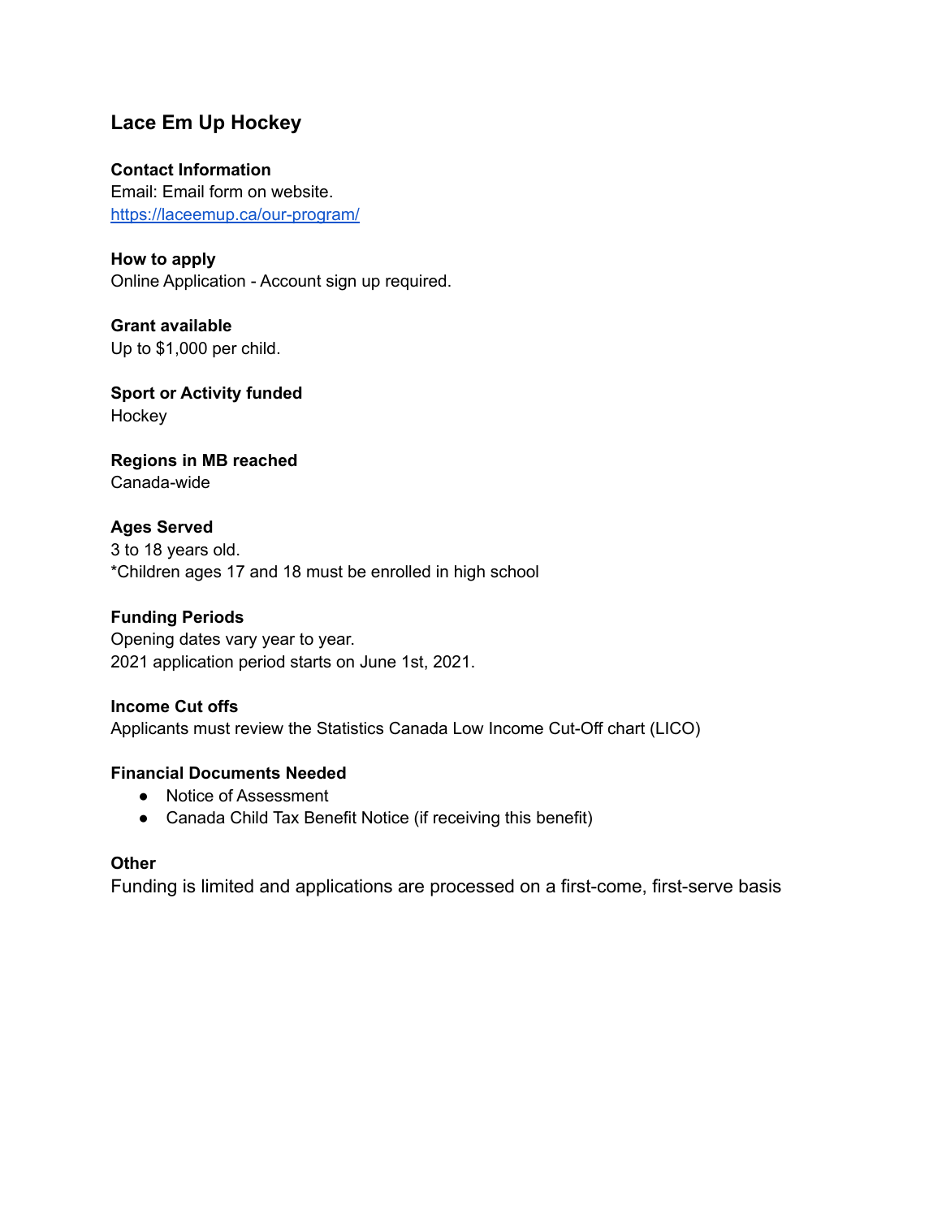## Lace Em Up Hockey

**Contact Information**
Email: Email form on website.
[https://laceemup.ca/our-program/](https://laceemup.ca/our-program/)

**How to apply**
Online Application - Account sign up required.

**Grant available**
Up to $1,000 per child.

**Sport or Activity funded**
Hockey

**Regions in MB reached**
Canada-wide

**Ages Served**
3 to 18 years old.
*Children ages 17 and 18 must be enrolled in high school

**Funding Periods**
Opening dates vary year to year.
2021 application period starts on June 1st, 2021.

**Income Cut offs**
Applicants must review the Statistics Canada Low Income Cut-Off chart (LICO)

**Financial Documents Needed**

- Notice of Assessment
- Canada Child Tax Benefit Notice (if receiving this benefit)

**Other**
Funding is limited and applications are processed on a first-come, first-serve basis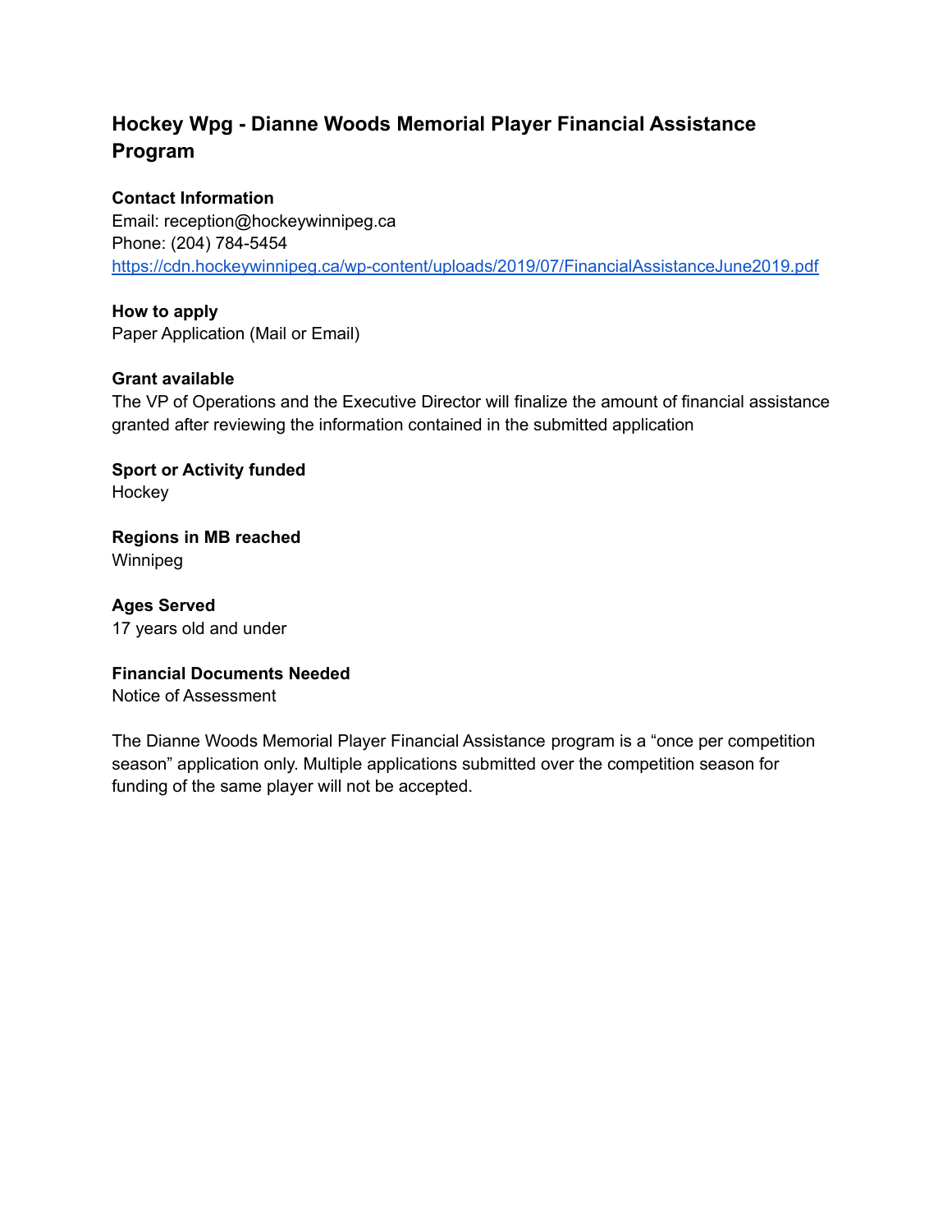# Hockey Wpg - Dianne Woods Memorial Player Financial Assistance Program

**Contact Information**
Email: reception@hockeywinnipeg.ca
Phone: (204) 784-5454
[https://cdn.hockeywinnipeg.ca/wp-content/uploads/2019/07/FinancialAssistanceJune2019.pdf](https://cdn.hockeywinnipeg.ca/wp-content/uploads/2019/07/FinancialAssistanceJune2019.pdf)

**How to apply**
Paper Application (Mail or Email)

**Grant available**
The VP of Operations and the Executive Director will finalize the amount of financial assistance granted after reviewing the information contained in the submitted application

**Sport or Activity funded**
Hockey

**Regions in MB reached**
Winnipeg

**Ages Served**
17 years old and under

**Financial Documents Needed**
Notice of Assessment

The Dianne Woods Memorial Player Financial Assistance program is a “once per competition season” application only. Multiple applications submitted over the competition season for funding of the same player will not be accepted.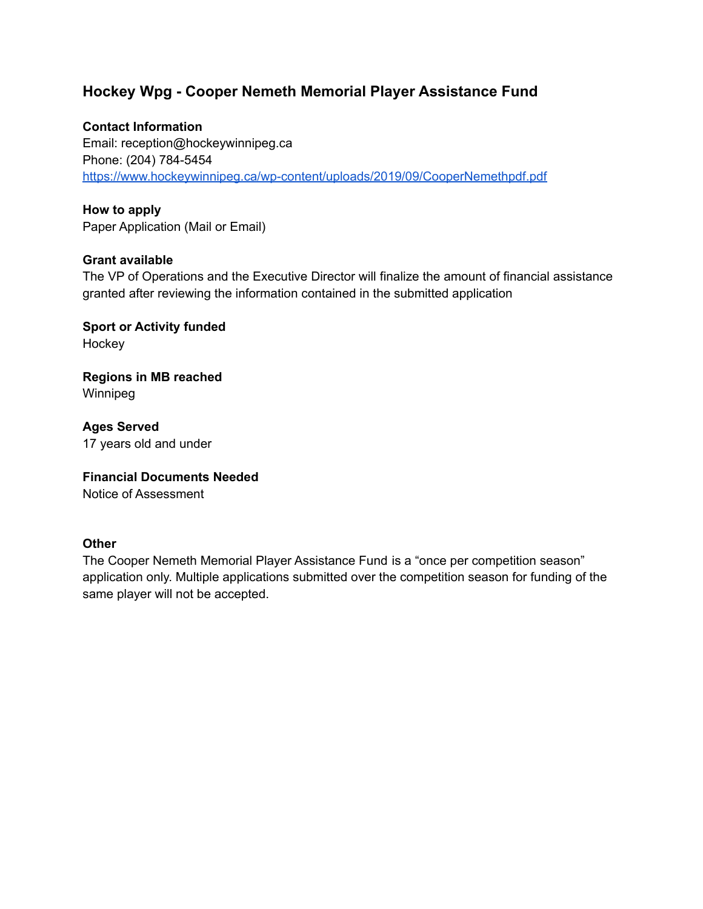## Hockey Wpg - Cooper Nemeth Memorial Player Assistance Fund

**Contact Information**
Email: reception@hockeywinnipeg.ca
Phone: (204) 784-5454
https://www.hockeywinnipeg.ca/wp-content/uploads/2019/09/CooperNemethpdf.pdf

**How to apply**
Paper Application (Mail or Email)

**Grant available**
The VP of Operations and the Executive Director will finalize the amount of financial assistance granted after reviewing the information contained in the submitted application

**Sport or Activity funded**
Hockey

**Regions in MB reached**
Winnipeg

**Ages Served**
17 years old and under

**Financial Documents Needed**
Notice of Assessment

**Other**
The Cooper Nemeth Memorial Player Assistance Fund is a "once per competition season" application only. Multiple applications submitted over the competition season for funding of the same player will not be accepted.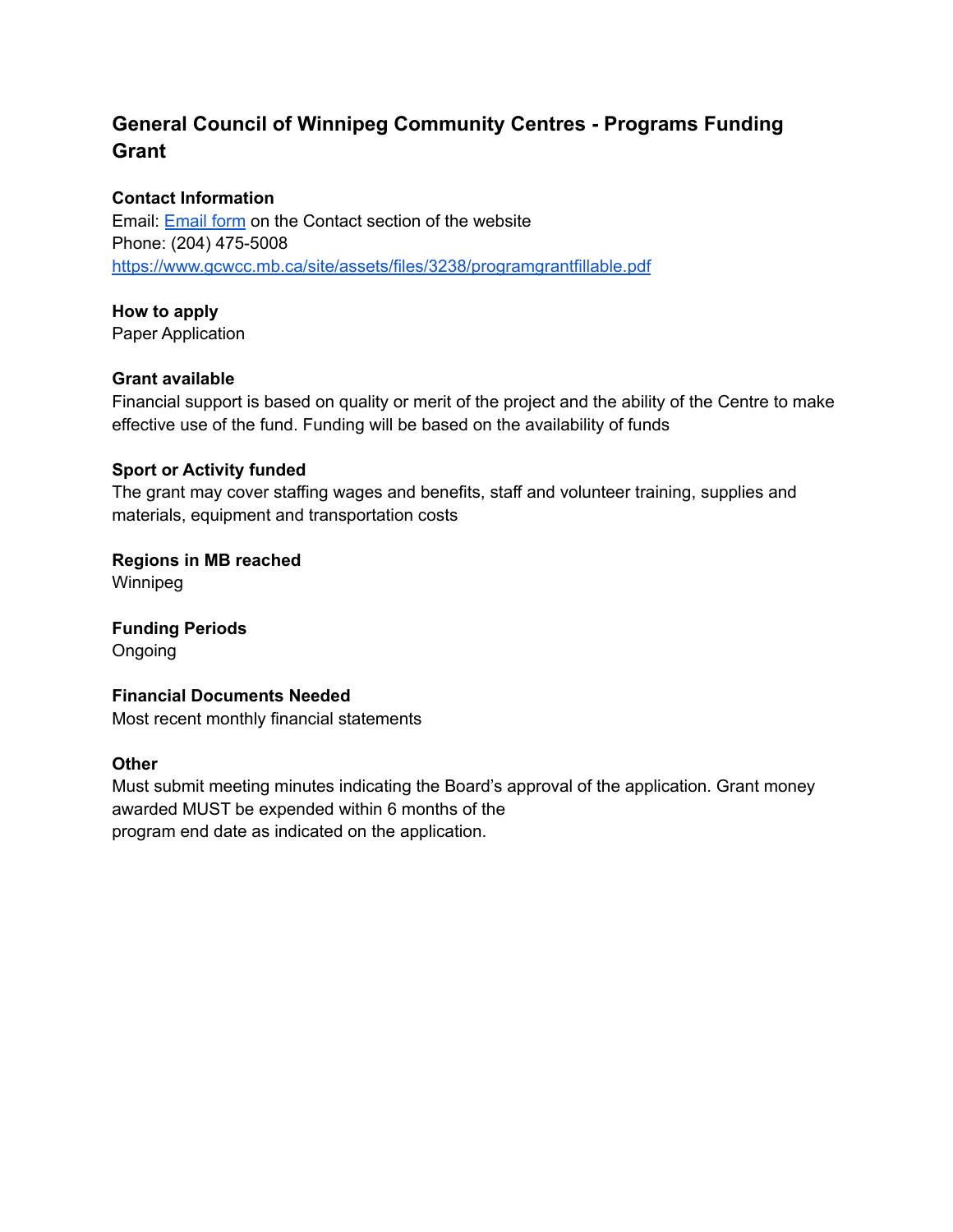## General Council of Winnipeg Community Centres - Programs Funding Grant

**Contact Information**
Email: [Email form](Email form) on the Contact section of the website
Phone: (204) 475-5008
[https://www.gcwcc.mb.ca/site/assets/files/3238/programgrantfillable.pdf](https://www.gcwcc.mb.ca/site/assets/files/3238/programgrantfillable.pdf)

**How to apply**
Paper Application

**Grant available**
Financial support is based on quality or merit of the project and the ability of the Centre to make effective use of the fund. Funding will be based on the availability of funds

**Sport or Activity funded**
The grant may cover staffing wages and benefits, staff and volunteer training, supplies and materials, equipment and transportation costs

**Regions in MB reached**
Winnipeg

**Funding Periods**
Ongoing

**Financial Documents Needed**
Most recent monthly financial statements

**Other**
Must submit meeting minutes indicating the Board's approval of the application. Grant money awarded MUST be expended within 6 months of the program end date as indicated on the application.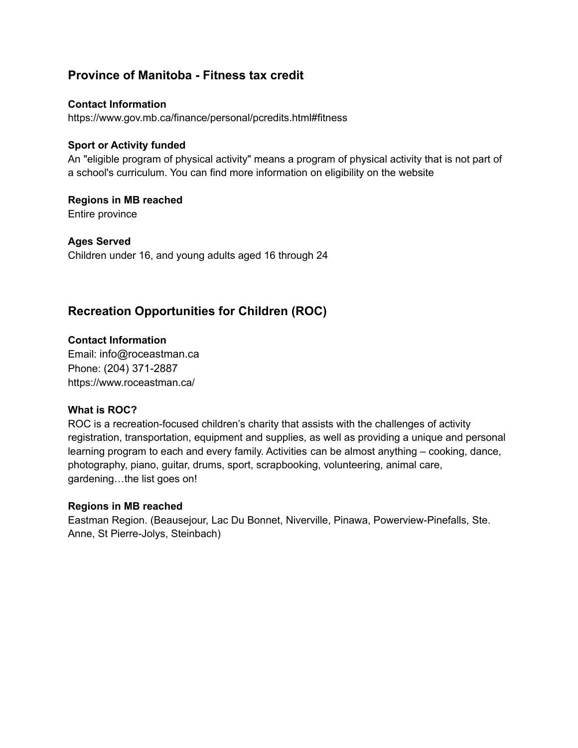## Province of Manitoba - Fitness tax credit

**Contact Information**
https://www.gov.mb.ca/finance/personal/pcredits.html#fitness

**Sport or Activity funded**
An "eligible program of physical activity" means a program of physical activity that is not part of a school's curriculum. You can find more information on eligibility on the website

**Regions in MB reached**
Entire province

**Ages Served**
Children under 16, and young adults aged 16 through 24

## Recreation Opportunities for Children (ROC)

**Contact Information**
Email: info@roceastman.ca
Phone: (204) 371-2887
https://www.roceastman.ca/

**What is ROC?**
ROC is a recreation-focused children's charity that assists with the challenges of activity registration, transportation, equipment and supplies, as well as providing a unique and personal learning program to each and every family. Activities can be almost anything – cooking, dance, photography, piano, guitar, drums, sport, scrapbooking, volunteering, animal care, gardening…the list goes on!

**Regions in MB reached**
Eastman Region. (Beausejour, Lac Du Bonnet, Niverville, Pinawa, Powerview-Pinefalls, Ste. Anne, St Pierre-Jolys, Steinbach)